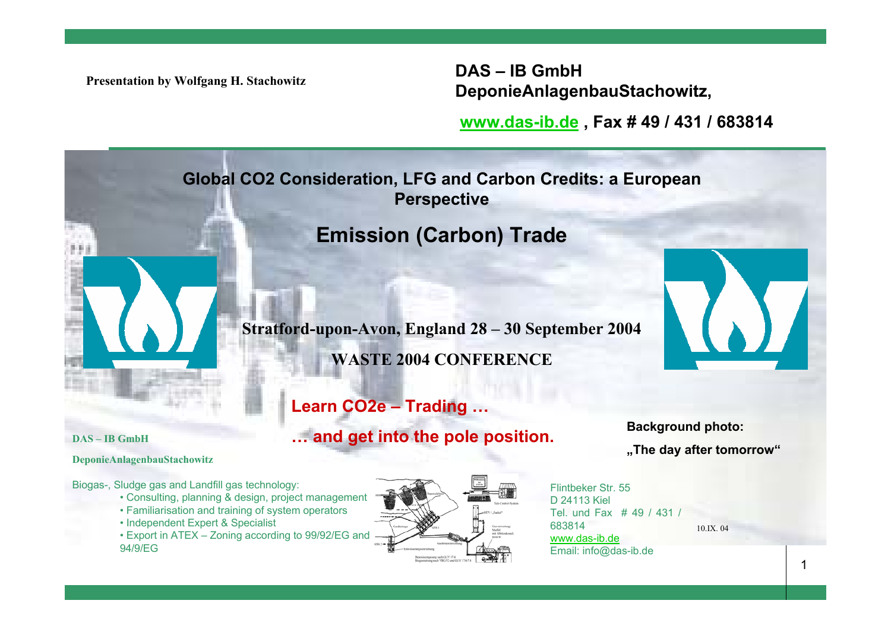Presentation by Wolfgang H. Stachowitz

**DAS – IB GmbH**
**DeponieAnlagenbauStachowitz,**

**www.das-ib.de , Fax # 49 / 431 / 683814**

# Global $CO_2$ Consideration, LFG and Carbon Credits: a European Perspective

## Emission (Carbon) Trade

**Stratford-upon-Avon, England 28 – 30 September 2004**

**WASTE 2004 CONFERENCE**

**Learn $CO_2$e – Trading …**

**… and get into the pole position.**

**Background photo:**

**„The day after tomorrow“**

**DAS – IB GmbH**

**DeponieAnlagenbauStachowitz**

Biogas-, Sludge gas and Landfill gas technology:

- Consulting, planning & design, project management
- Familiarisation and training of system operators
- Independent Expert & Specialist
- Export in ATEX – Zoning according to 99/92/EG and 94/9/EG

Flintbeker Str. 55
D 24113 Kiel
Tel. und Fax # 49 / 431 / 683814
www.das-ib.de
Email: info@das-ib.de

10.IX. 04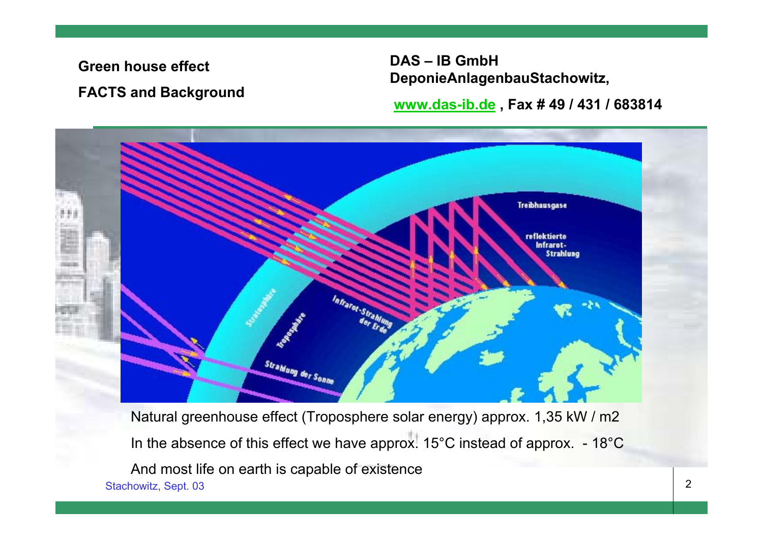**Green house effect**

**FACTS and Background**

**DAS – IB GmbH**
**DeponieAnlagenbauStachowitz,**

**[www.das-ib.de](http://www.das-ib.de) , Fax # 49 / 431 / 683814**

Natural greenhouse effect (Troposphere solar energy) approx. 1,35 kW / m2

In the absence of this effect we have approx. 15°C instead of approx. - 18°C

And most life on earth is capable of existence

Stachowitz, Sept. 03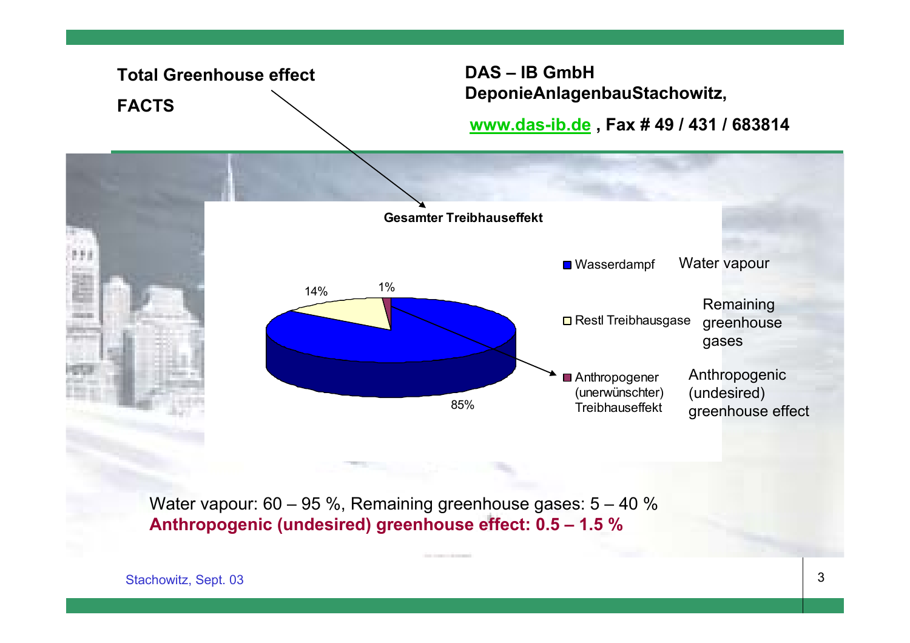**Total Greenhouse effect**

**FACTS**

**DAS – IB GmbH**
**DeponieAnlagenbauStachowitz,**

**www.das-ib.de , Fax # 49 / 431 / 683814**

**Gesamter Treibhauseffekt**

- Wasserdampf — Water vapour: 85%
- Restl Treibhausgase — Remaining greenhouse gases: 14%
- Anthropogener (unerwünschter) Treibhauseffekt — Anthropogenic (undesired) greenhouse effect: 1%

Water vapour: 60 – 95 %, Remaining greenhouse gases: 5 – 40 %
**Anthropogenic (undesired) greenhouse effect: 0.5 – 1.5 %**

Stachowitz, Sept. 03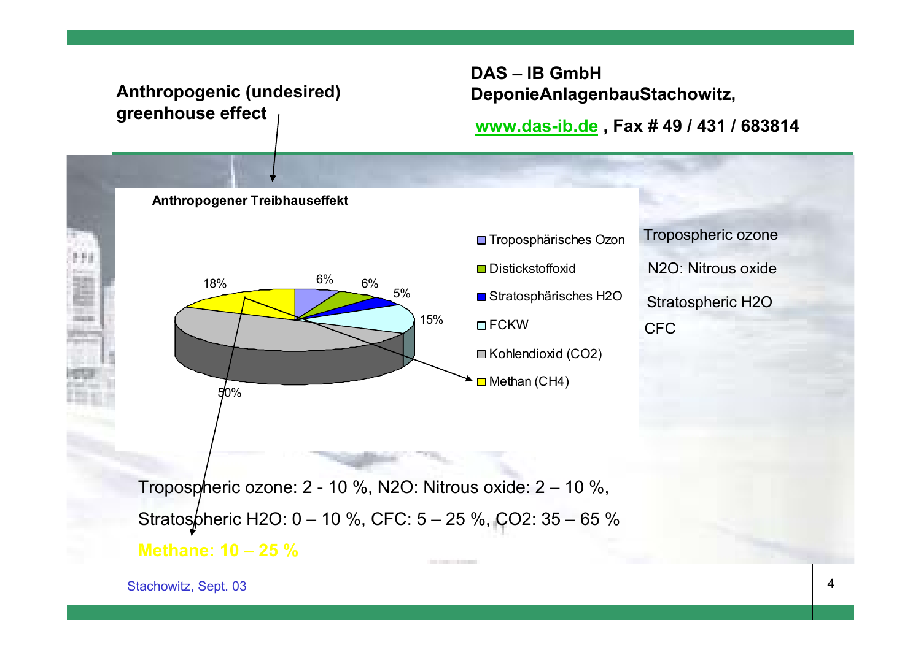**Anthropogenic (undesired) greenhouse effect**

**DAS – IB GmbH**
**DeponieAnlagenbauStachowitz,**

**www.das-ib.de , Fax # 49 / 431 / 683814**

**Anthropogener Treibhauseffekt**

| Legend | Share |
| --- | --- |
| Troposphärisches Ozon | 6% |
| Distickstoffoxid | 6% |
| Stratosphärisches H2O | 5% |
| FCKW | 15% |
| Kohlendioxid (CO2) | 50% |
| Methan (CH4) | 18% |

Tropospheric ozone

N2O: Nitrous oxide

Stratospheric H2O

CFC

Tropospheric ozone: 2 - 10 %, N2O: Nitrous oxide: 2 – 10 %,

Stratospheric H2O: 0 – 10 %, CFC: 5 – 25 %, CO2: 35 – 65 %

**Methane: 10 – 25 %**

Stachowitz, Sept. 03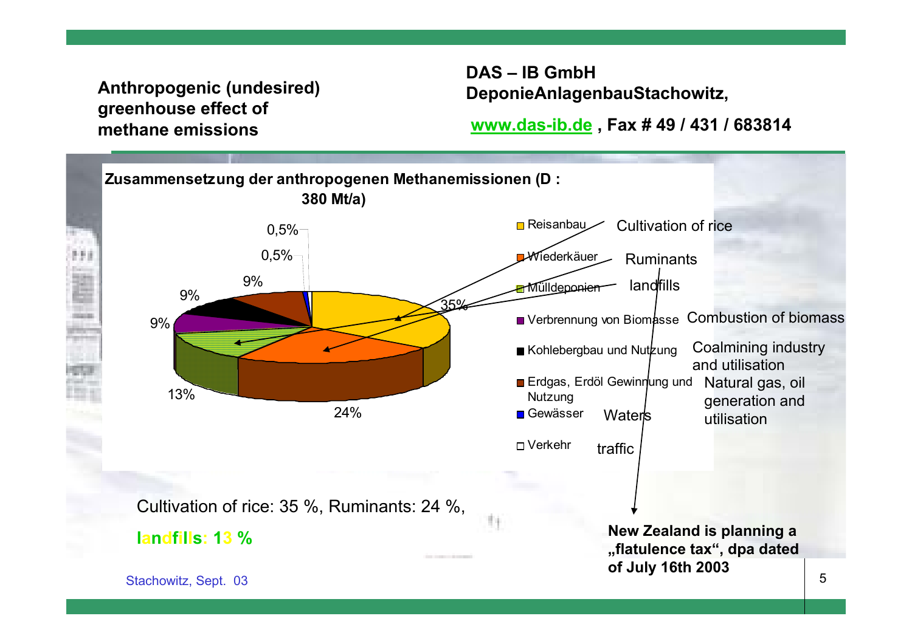**Anthropogenic (undesired) greenhouse effect of methane emissions**

**DAS – IB GmbH**
**DeponieAnlagenbauStachowitz,**

**www.das-ib.de , Fax # 49 / 431 / 683814**

**Zusammensetzung der anthropogenen Methanemissionen (D : 380 Mt/a)**

| Kategorie | English | Anteil |
|---|---|---|
| Reisanbau | Cultivation of rice | 35% |
| Wiederkäuer | Ruminants | 24% |
| Mülldeponien | landfills | 13% |
| Verbrennung von Biomasse | Combustion of biomass | 9% |
| Kohlebergbau und Nutzung | Coalmining industry and utilisation | 9% |
| Erdgas, Erdöl Gewinnung und Nutzung | Natural gas, oil generation and utilisation | 9% |
| Gewässer | Waters | 0,5% |
| Verkehr | traffic | 0,5% |

Cultivation of rice: 35 %, Ruminants: 24 %,

**landfills: 13 %**

**New Zealand is planning a „flatulence tax", dpa dated of July 16th 2003**

Stachowitz, Sept. 03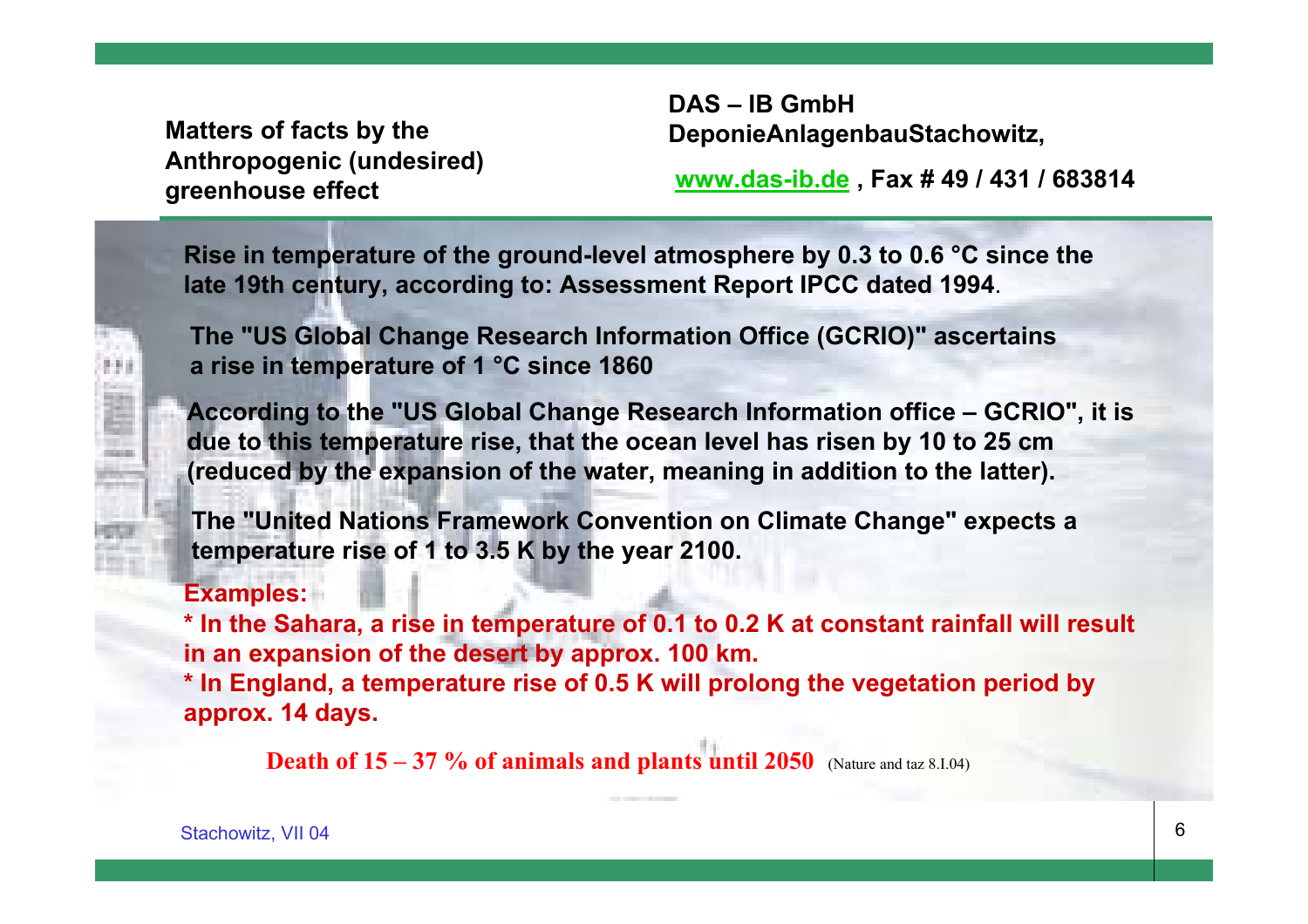**Matters of facts by the Anthropogenic (undesired) greenhouse effect**

**DAS – IB GmbH**
**DeponieAnlagenbauStachowitz,**

**www.das-ib.de , Fax # 49 / 431 / 683814**

**Rise in temperature of the ground-level atmosphere by 0.3 to 0.6 °C since the late 19th century, according to: Assessment Report IPCC dated 1994**.

**The "US Global Change Research Information Office (GCRIO)" ascertains a rise in temperature of 1 °C since 1860**

**According to the "US Global Change Research Information office – GCRIO", it is due to this temperature rise, that the ocean level has risen by 10 to 25 cm (reduced by the expansion of the water, meaning in addition to the latter).**

**The "United Nations Framework Convention on Climate Change" expects a temperature rise of 1 to 3.5 K by the year 2100.**

**Examples:**

**\* In the Sahara, a rise in temperature of 0.1 to 0.2 K at constant rainfall will result in an expansion of the desert by approx. 100 km.**
**\* In England, a temperature rise of 0.5 K will prolong the vegetation period by approx. 14 days.**

**Death of 15 – 37 % of animals and plants until 2050** (Nature and taz 8.I.04)

Stachowitz, VII 04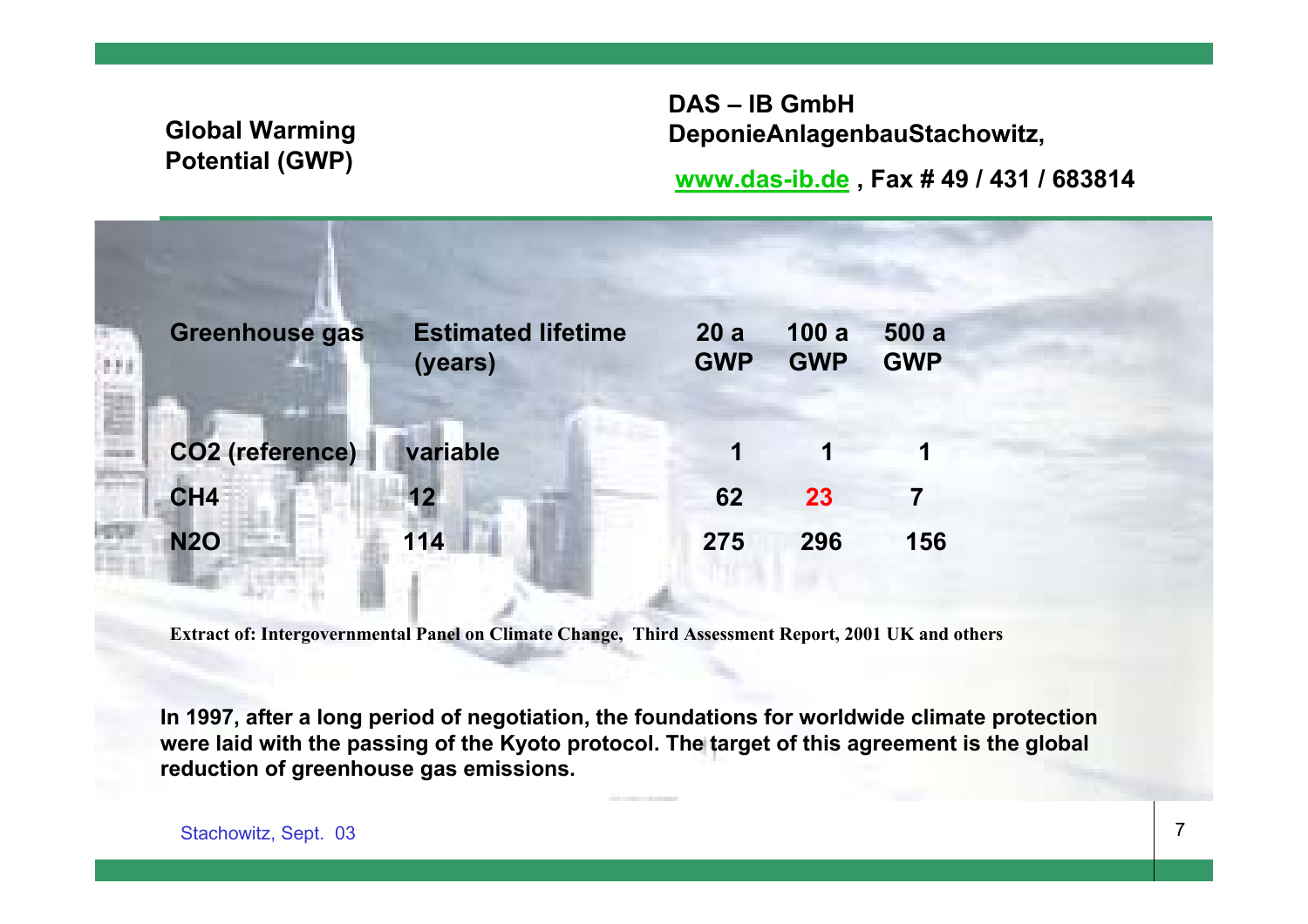## Global Warming Potential (GWP)

**DAS – IB GmbH**
**DeponieAnlagenbauStachowitz,**

**www.das-ib.de , Fax # 49 / 431 / 683814**

| Greenhouse gas | Estimated lifetime (years) | 20 a GWP | 100 a GWP | 500 a GWP |
|---|---|---|---|---|
| $CO_2$ (reference) | variable | 1 | 1 | 1 |
| $CH_4$ | 12 | 62 | 23 | 7 |
| $N_2O$ | 114 | 275 | 296 | 156 |

Extract of: Intergovernmental Panel on Climate Change, Third Assessment Report, 2001 UK and others

**In 1997, after a long period of negotiation, the foundations for worldwide climate protection were laid with the passing of the Kyoto protocol. The target of this agreement is the global reduction of greenhouse gas emissions.**

Stachowitz, Sept. 03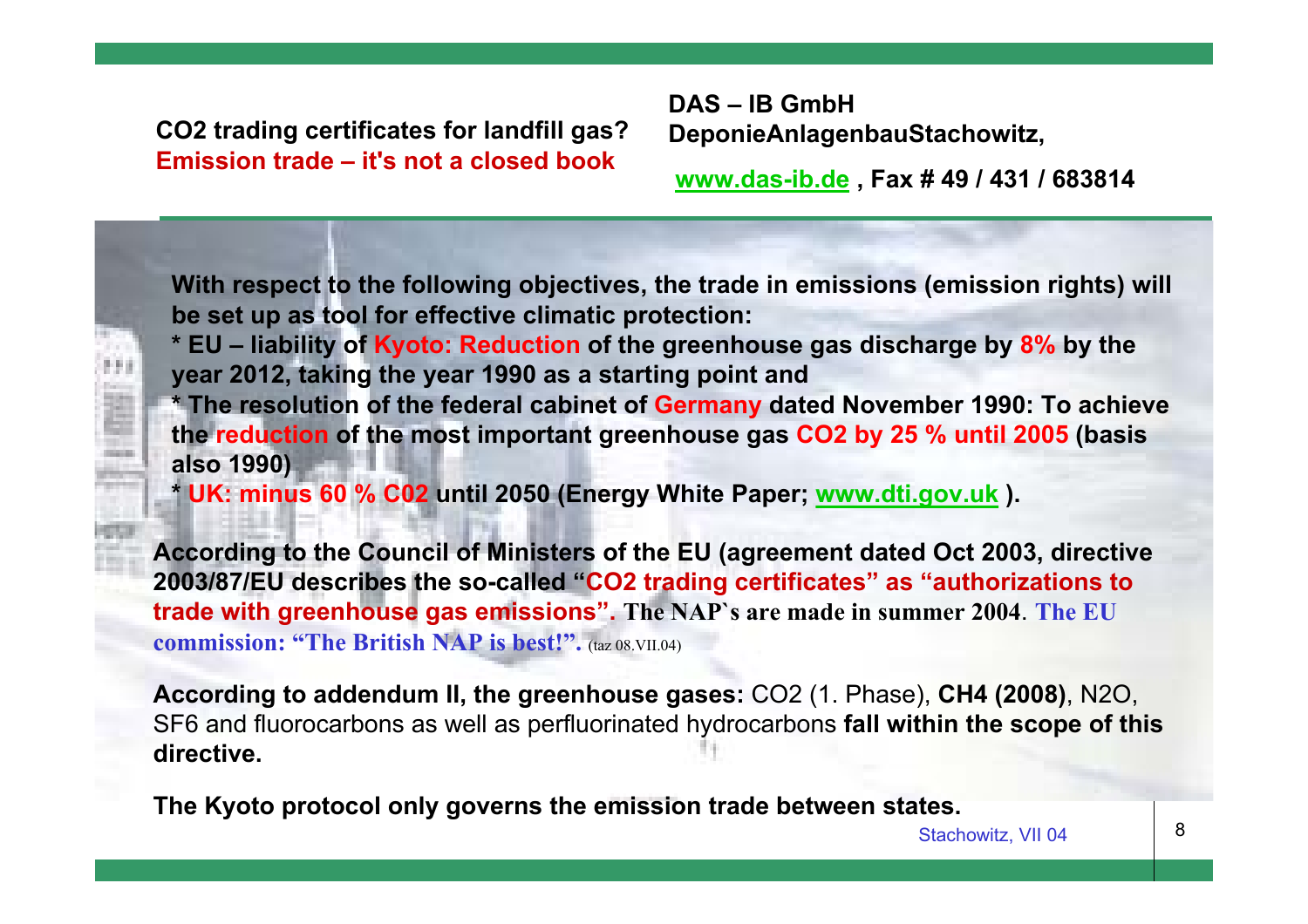**CO2 trading certificates for landfill gas?**
**Emission trade – it's not a closed book**

**DAS – IB GmbH**
**DeponieAnlagenbauStachowitz,**

**www.das-ib.de , Fax # 49 / 431 / 683814**

**With respect to the following objectives, the trade in emissions (emission rights) will be set up as tool for effective climatic protection:**

**\* EU – liability of Kyoto: Reduction of the greenhouse gas discharge by 8% by the year 2012, taking the year 1990 as a starting point and**

**\* The resolution of the federal cabinet of Germany dated November 1990: To achieve the reduction of the most important greenhouse gas $CO_2$ by 25 % until 2005 (basis also 1990)**

**\* UK: minus 60 % C02 until 2050 (Energy White Paper; www.dti.gov.uk ).**

**According to the Council of Ministers of the EU (agreement dated Oct 2003, directive 2003/87/EU describes the so-called "CO2 trading certificates" as "authorizations to trade with greenhouse gas emissions". The NAP`s are made in summer 2004. The EU commission: "The British NAP is best!".** (taz 08.VII.04)

**According to addendum II, the greenhouse gases:** $CO_2$ (1. Phase), **$CH_4$ (2008)**, $N_2O$, $SF_6$ and fluorocarbons as well as perfluorinated hydrocarbons **fall within the scope of this directive.**

**The Kyoto protocol only governs the emission trade between states.**

Stachowitz, VII 04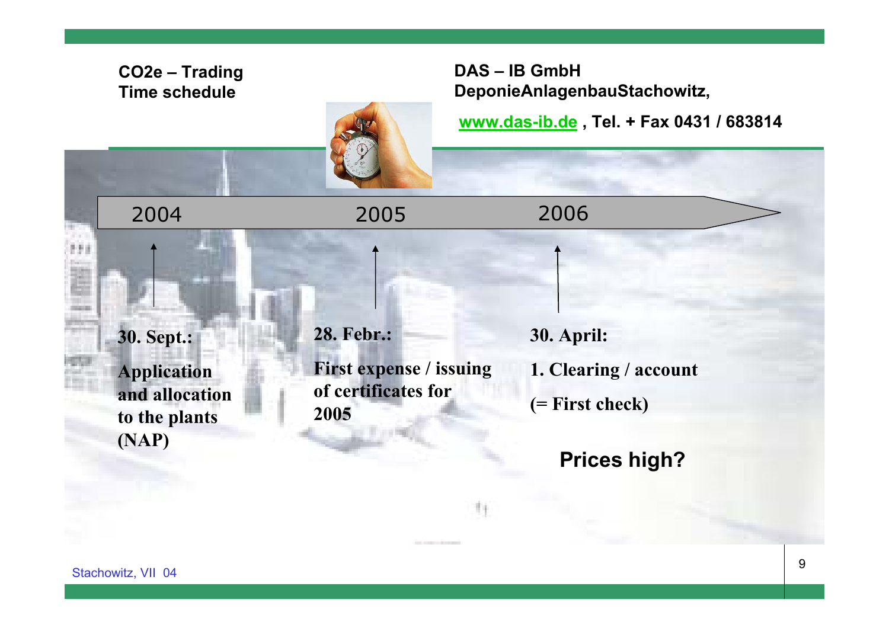## CO2e – Trading
## Time schedule

**DAS – IB GmbH**
**DeponieAnlagenbauStachowitz,**

**www.das-ib.de , Tel. + Fax 0431 / 683814**

2004 — 2005 — 2006

**30. Sept.:**

**Application and allocation to the plants (NAP)**

**28. Febr.:**

**First expense / issuing of certificates for 2005**

**30. April:**

**1. Clearing / account**

**(= First check)**

**Prices high?**

Stachowitz, VII 04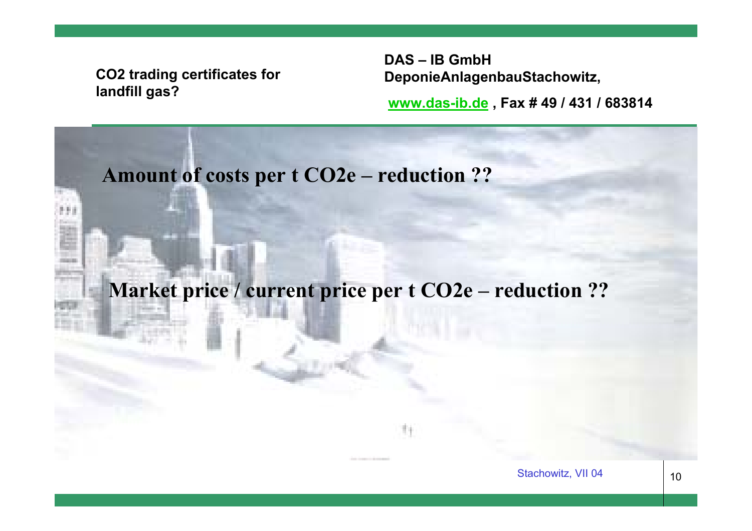## Amount of costs per t $CO_2e$ – reduction ??

## Market price / current price per t $CO_2e$ – reduction ??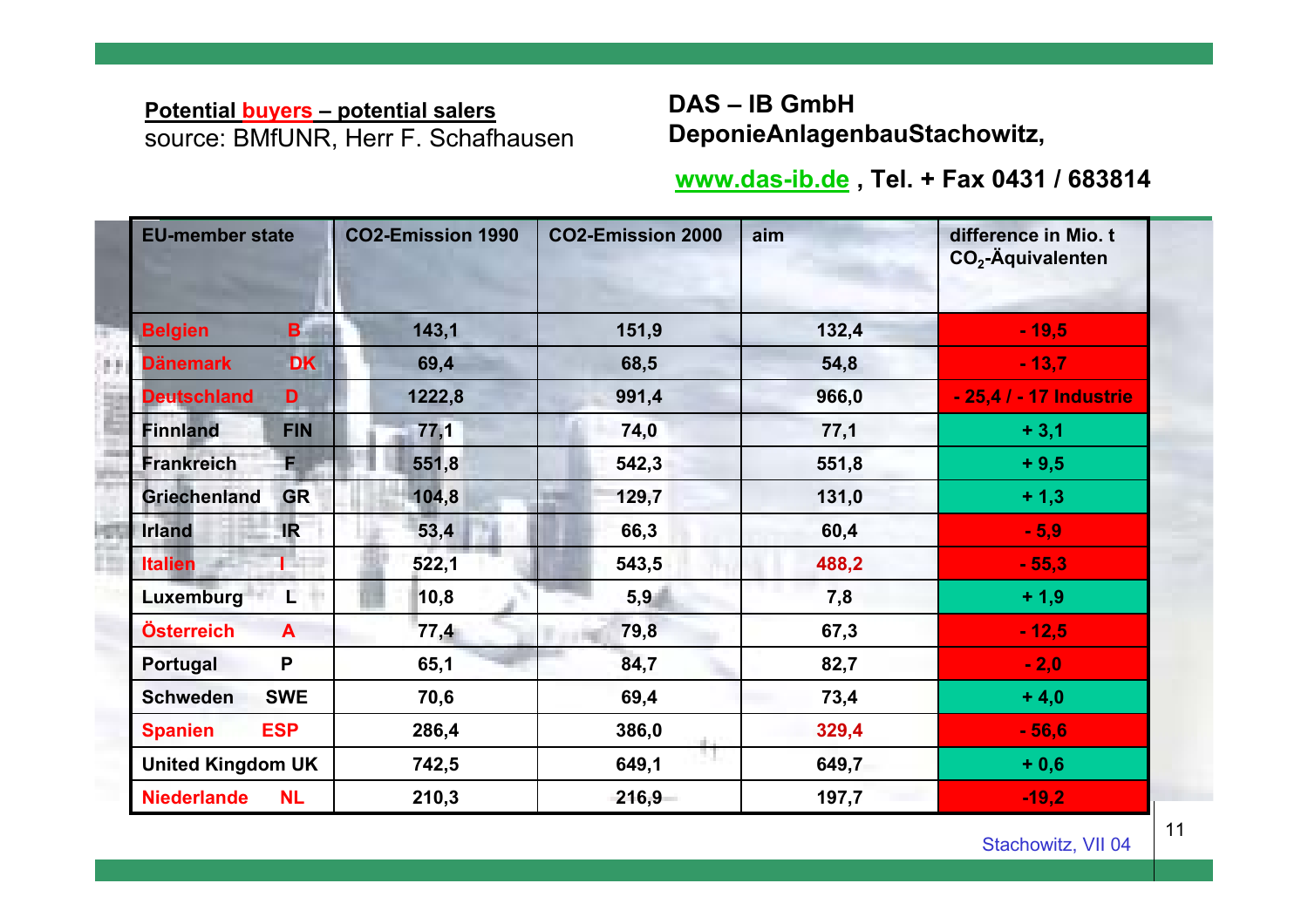**Potential buyers – potential salers**
source: BMfUNR, Herr F. Schafhausen

**DAS – IB GmbH**
**DeponieAnlagenbauStachowitz,**

**www.das-ib.de , Tel. + Fax 0431 / 683814**

| EU-member state | CO2-Emission 1990 | CO2-Emission 2000 | aim | difference in Mio. t $CO_2$-Äquivalenten |
|---|---|---|---|---|
| Belgien B | 143,1 | 151,9 | 132,4 | - 19,5 |
| Dänemark DK | 69,4 | 68,5 | 54,8 | - 13,7 |
| Deutschland D | 1222,8 | 991,4 | 966,0 | - 25,4 / - 17 Industrie |
| Finnland FIN | 77,1 | 74,0 | 77,1 | + 3,1 |
| Frankreich F | 551,8 | 542,3 | 551,8 | + 9,5 |
| Griechenland GR | 104,8 | 129,7 | 131,0 | + 1,3 |
| Irland IR | 53,4 | 66,3 | 60,4 | - 5,9 |
| Italien I | 522,1 | 543,5 | 488,2 | - 55,3 |
| Luxemburg L | 10,8 | 5,9 | 7,8 | + 1,9 |
| Österreich A | 77,4 | 79,8 | 67,3 | - 12,5 |
| Portugal P | 65,1 | 84,7 | 82,7 | - 2,0 |
| Schweden SWE | 70,6 | 69,4 | 73,4 | + 4,0 |
| Spanien ESP | 286,4 | 386,0 | 329,4 | - 56,6 |
| United Kingdom UK | 742,5 | 649,1 | 649,7 | + 0,6 |
| Niederlande NL | 210,3 | 216,9 | 197,7 | -19,2 |

Stachowitz, VII 04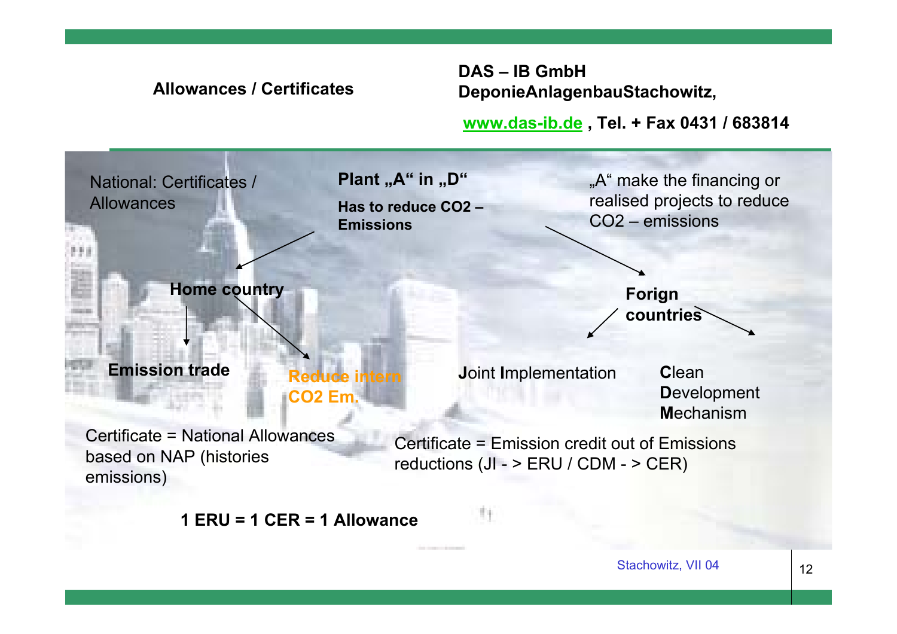## Allowances / Certificates

**DAS – IB GmbH**
**DeponieAnlagenbauStachowitz,**

**www.das-ib.de , Tel. + Fax 0431 / 683814**

National: Certificates / Allowances

**Plant „A“ in „D“**

**Has to reduce $CO_2$ – Emissions**

„A“ make the financing or realised projects to reduce $CO_2$ – emissions

**Home country**

- **Emission trade**
- **Reduce intern $CO_2$ Em.**

**Forign countries**

- **J**oint **I**mplementation
- **C**lean **D**evelopment **M**echanism

Certificate = National Allowances based on NAP (histories emissions)

Certificate = Emission credit out of Emissions reductions (JI - > ERU / CDM - > CER)

**1 ERU = 1 CER = 1 Allowance**

Stachowitz, VII 04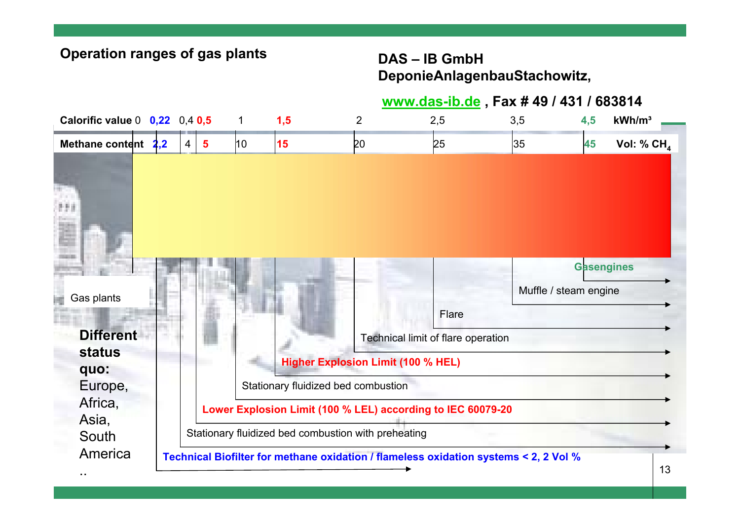## Operation ranges of gas plants

**DAS – IB GmbH**
**DeponieAnlagenbauStachowitz,**

**www.das-ib.de , Fax # 49 / 431 / 683814**

| Calorific value | 0 | 0,22 | 0,4 | 0,5 | 1 | 1,5 | 2 | 2,5 | 3,5 | 4,5 | kWh/m³ |
|---|---|---|---|---|---|---|---|---|---|---|---|
| Methane content | | 2,2 | 4 | 5 | 10 | 15 | 20 | 25 | 35 | 45 | Vol: % $CH_4$ |

Gas plants

- Gasengines (from 45 Vol % $CH_4$)
- Muffle / steam engine (from 35 Vol % $CH_4$)
- Flare (from 25 Vol % $CH_4$)
- Technical limit of flare operation (20 Vol % $CH_4$)
- **Higher Explosion Limit (100 % HEL)** (15 Vol % $CH_4$)
- Stationary fluidized bed combustion (from 10 Vol % $CH_4$)
- **Lower Explosion Limit (100 % LEL) according to IEC 60079-20** (5 Vol % $CH_4$)
- Stationary fluidized bed combustion with preheating (from 4 Vol % $CH_4$)
- **Technical Biofilter for methane oxidation / flameless oxidation systems < 2, 2 Vol %**

**Different status quo:** Europe, Africa, Asia, South America ..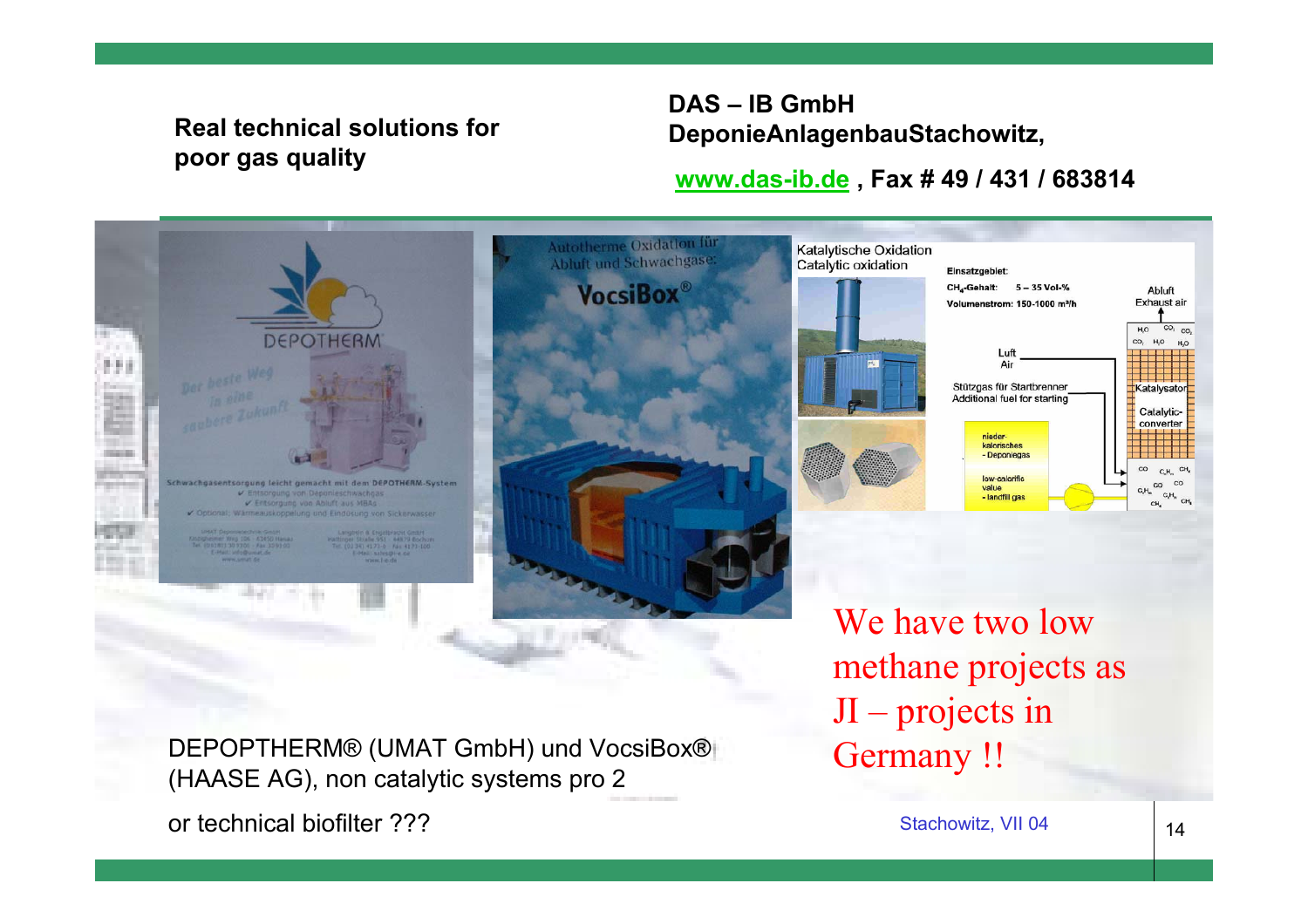**Real technical solutions for poor gas quality**

**DAS – IB GmbH**
**DeponieAnlagenbauStachowitz,**

**www.das-ib.de , Fax # 49 / 431 / 683814**

DEPOPTHERM® (UMAT GmbH) und VocsiBox® (HAASE AG), non catalytic systems pro 2

or technical biofilter ???

We have two low methane projects as JI – projects in Germany !!

Stachowitz, VII 04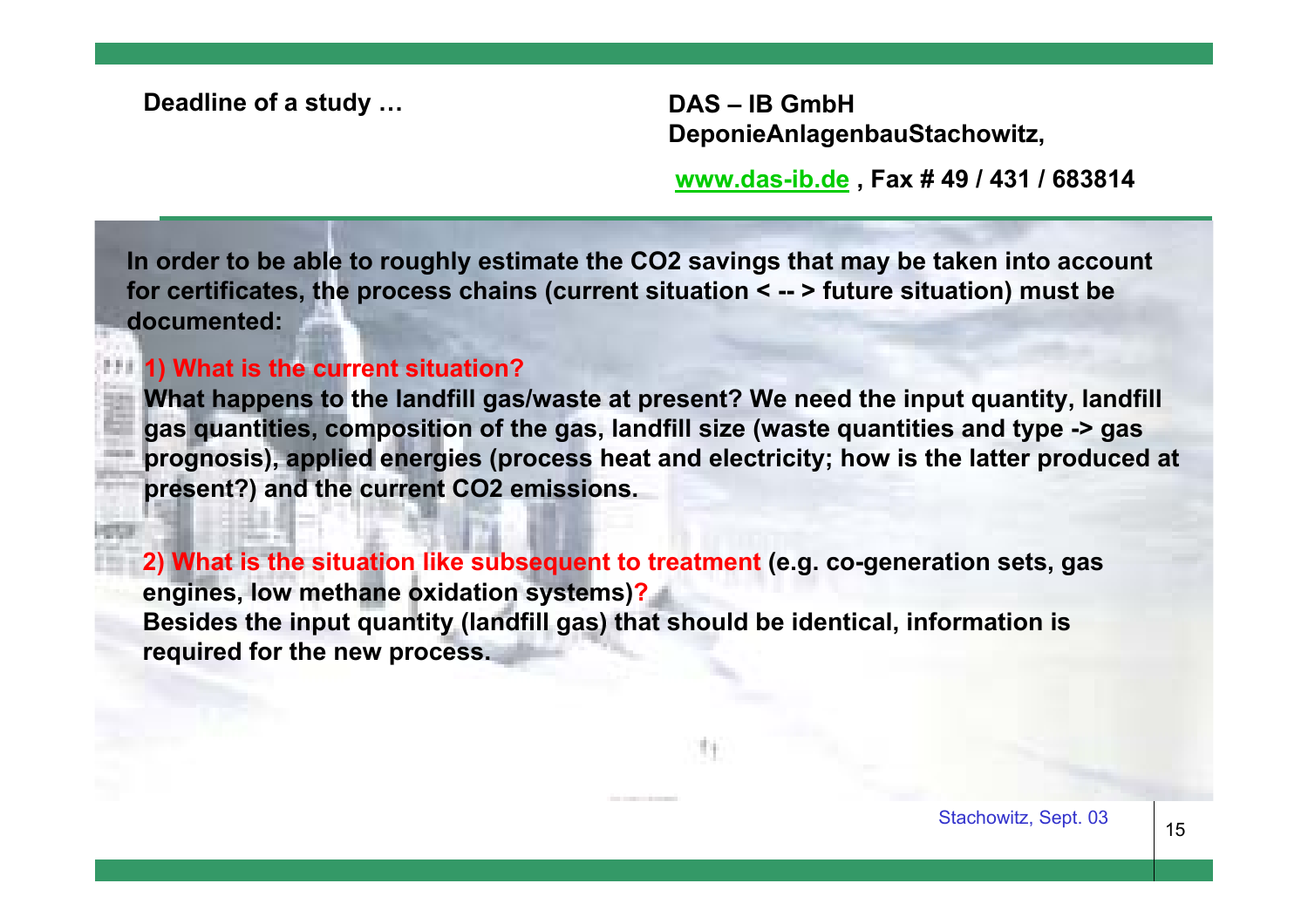**Deadline of a study …**

**DAS – IB GmbH**
**DeponieAnlagenbauStachowitz,**

**www.das-ib.de , Fax # 49 / 431 / 683814**

**In order to be able to roughly estimate the $CO_2$ savings that may be taken into account for certificates, the process chains (current situation < -- > future situation) must be documented:**

**1) What is the current situation?**
**What happens to the landfill gas/waste at present? We need the input quantity, landfill gas quantities, composition of the gas, landfill size (waste quantities and type -> gas prognosis), applied energies (process heat and electricity; how is the latter produced at present?) and the current $CO_2$ emissions.**

**2) What is the situation like subsequent to treatment (e.g. co-generation sets, gas engines, low methane oxidation systems)?**
**Besides the input quantity (landfill gas) that should be identical, information is required for the new process.**

Stachowitz, Sept. 03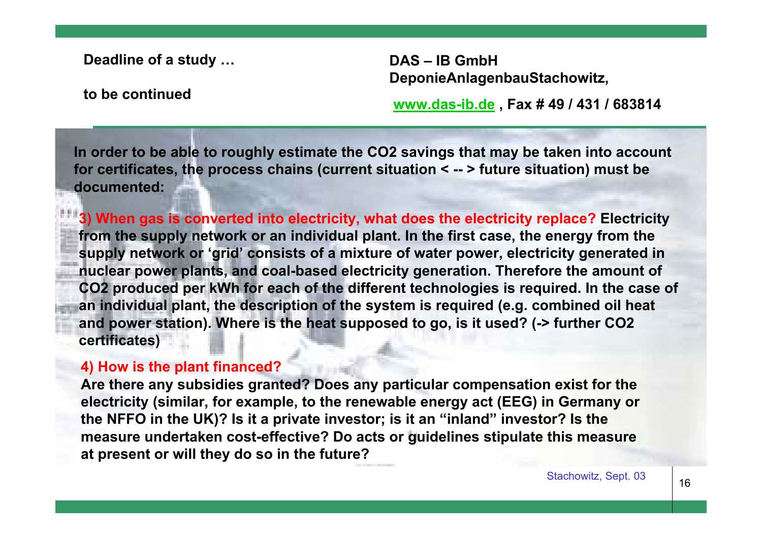**Deadline of a study …**

**to be continued**

**DAS – IB GmbH**
**DeponieAnlagenbauStachowitz,**

**www.das-ib.de , Fax # 49 / 431 / 683814**

**In order to be able to roughly estimate the $CO_2$ savings that may be taken into account for certificates, the process chains (current situation < -- > future situation) must be documented:**

**3) When gas is converted into electricity, what does the electricity replace?** **Electricity from the supply network or an individual plant. In the first case, the energy from the supply network or 'grid' consists of a mixture of water power, electricity generated in nuclear power plants, and coal-based electricity generation. Therefore the amount of $CO_2$ produced per kWh for each of the different technologies is required. In the case of an individual plant, the description of the system is required (e.g. combined oil heat and power station). Where is the heat supposed to go, is it used? (-> further $CO_2$ certificates)**

**4) How is the plant financed?**

**Are there any subsidies granted? Does any particular compensation exist for the electricity (similar, for example, to the renewable energy act (EEG) in Germany or the NFFO in the UK)? Is it a private investor; is it an "inland" investor? Is the measure undertaken cost-effective? Do acts or guidelines stipulate this measure at present or will they do so in the future?**

Stachowitz, Sept. 03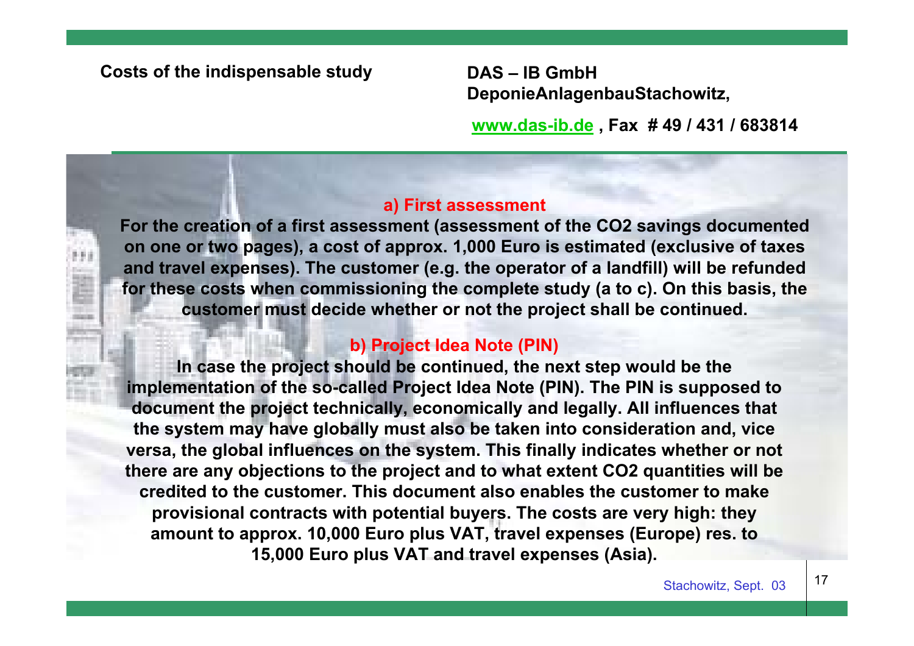**Costs of the indispensable study**

**DAS – IB GmbH**
**DeponieAnlagenbauStachowitz,**

**www.das-ib.de , Fax # 49 / 431 / 683814**

### a) First assessment

**For the creation of a first assessment (assessment of the $CO_2$ savings documented on one or two pages), a cost of approx. 1,000 Euro is estimated (exclusive of taxes and travel expenses). The customer (e.g. the operator of a landfill) will be refunded for these costs when commissioning the complete study (a to c). On this basis, the customer must decide whether or not the project shall be continued.**

### b) Project Idea Note (PIN)

**In case the project should be continued, the next step would be the implementation of the so-called Project Idea Note (PIN). The PIN is supposed to document the project technically, economically and legally. All influences that the system may have globally must also be taken into consideration and, vice versa, the global influences on the system. This finally indicates whether or not there are any objections to the project and to what extent $CO_2$ quantities will be credited to the customer. This document also enables the customer to make provisional contracts with potential buyers. The costs are very high: they amount to approx. 10,000 Euro plus VAT, travel expenses (Europe) res. to 15,000 Euro plus VAT and travel expenses (Asia).**

Stachowitz, Sept. 03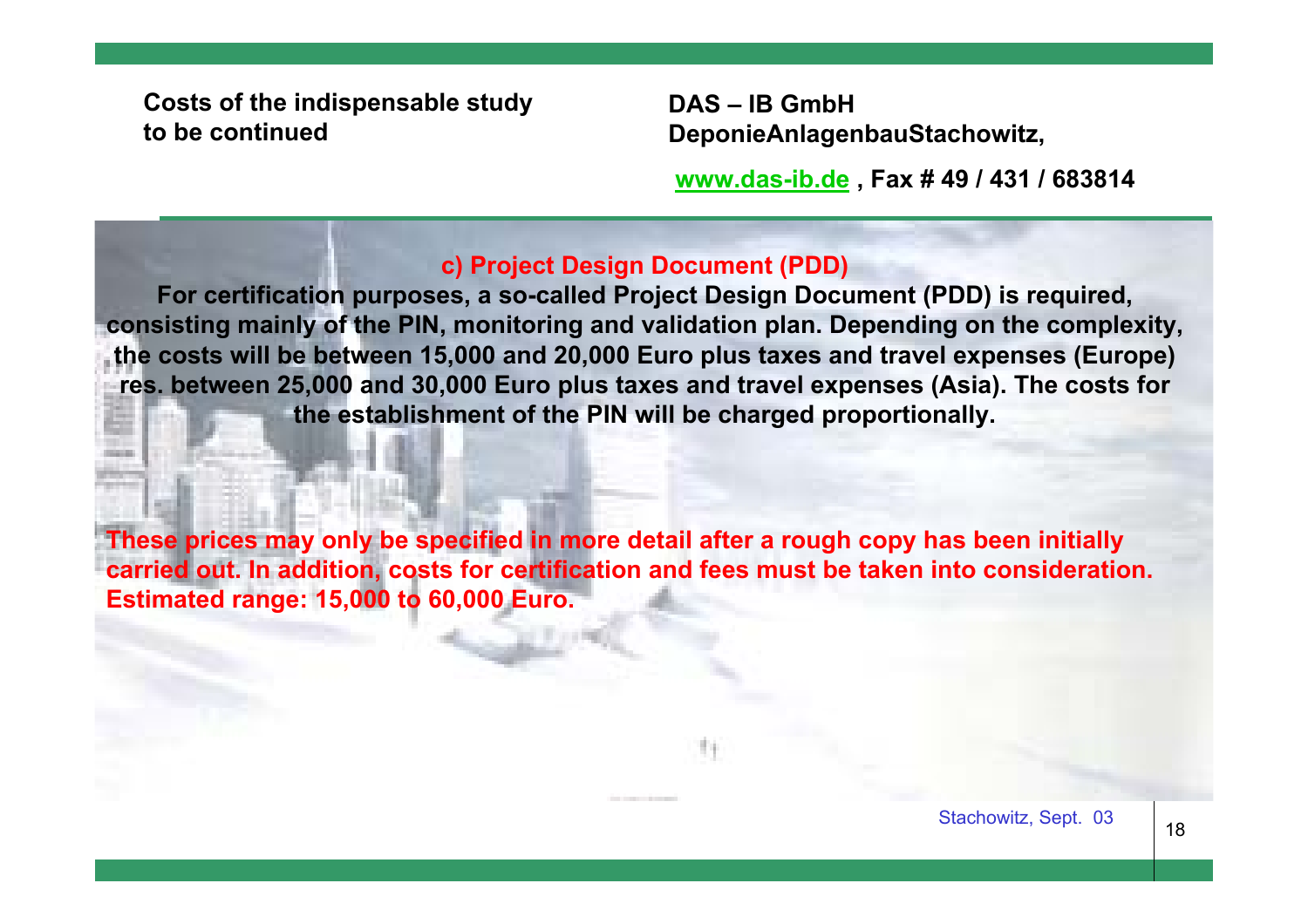**Costs of the indispensable study to be continued**

**DAS – IB GmbH**
**DeponieAnlagenbauStachowitz,**

**www.das-ib.de , Fax # 49 / 431 / 683814**

## c) Project Design Document (PDD)

**For certification purposes, a so-called Project Design Document (PDD) is required, consisting mainly of the PIN, monitoring and validation plan. Depending on the complexity, the costs will be between 15,000 and 20,000 Euro plus taxes and travel expenses (Europe) res. between 25,000 and 30,000 Euro plus taxes and travel expenses (Asia). The costs for the establishment of the PIN will be charged proportionally.**

**These prices may only be specified in more detail after a rough copy has been initially carried out. In addition, costs for certification and fees must be taken into consideration. Estimated range: 15,000 to 60,000 Euro.**

Stachowitz, Sept. 03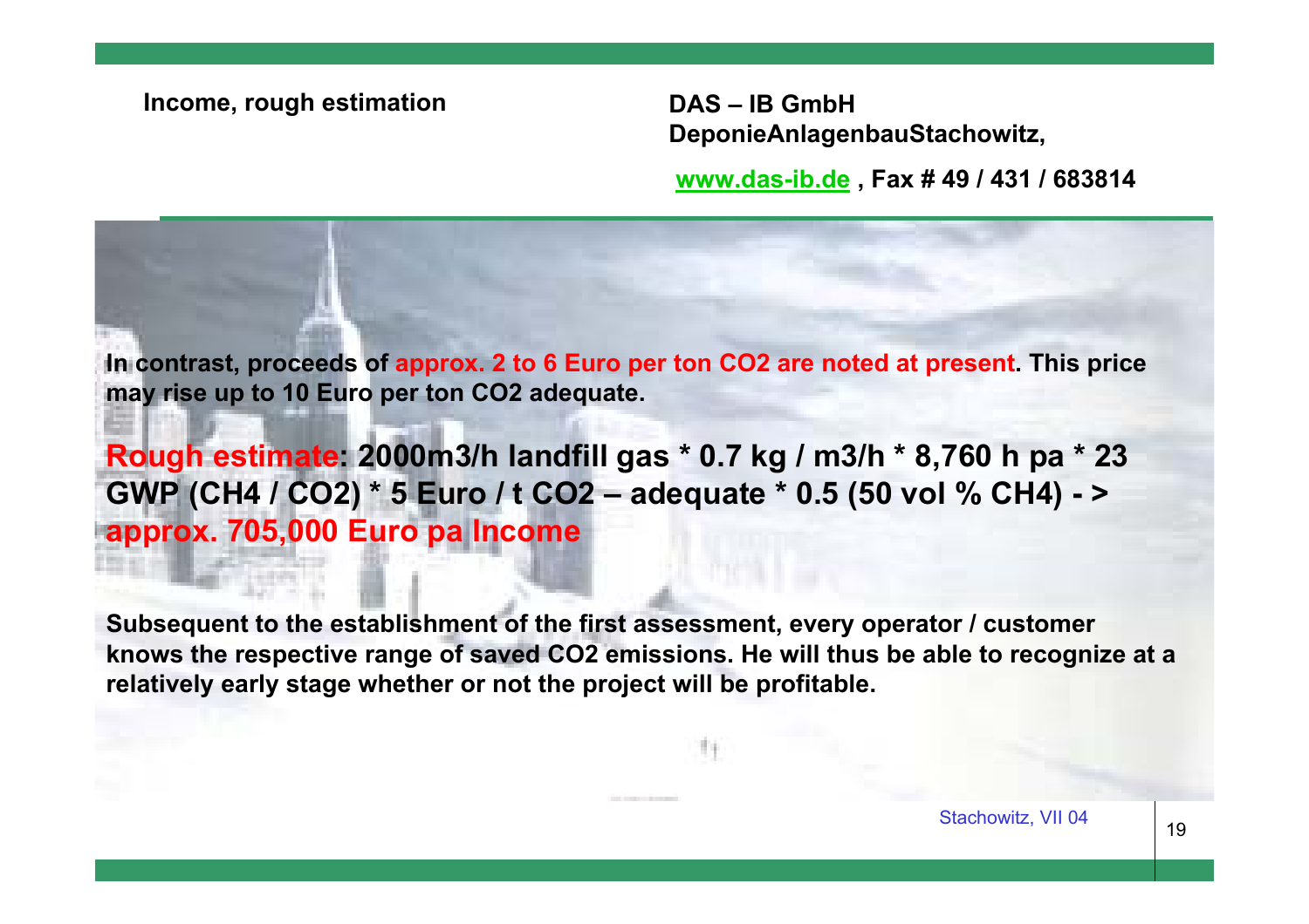## Income, rough estimation

**DAS – IB GmbH**
**DeponieAnlagenbauStachowitz,**

**www.das-ib.de , Fax # 49 / 431 / 683814**

**In contrast, proceeds of approx. 2 to 6 Euro per ton $CO_2$ are noted at present. This price may rise up to 10 Euro per ton $CO_2$ adequate.**

**Rough estimate: 2000m3/h landfill gas * 0.7 kg / m3/h * 8,760 h pa * 23 GWP ($CH_4$ / $CO_2$) * 5 Euro / t $CO_2$ – adequate * 0.5 (50 vol % $CH_4$) - > approx. 705,000 Euro pa Income**

**Subsequent to the establishment of the first assessment, every operator / customer knows the respective range of saved $CO_2$ emissions. He will thus be able to recognize at a relatively early stage whether or not the project will be profitable.**

Stachowitz, VII 04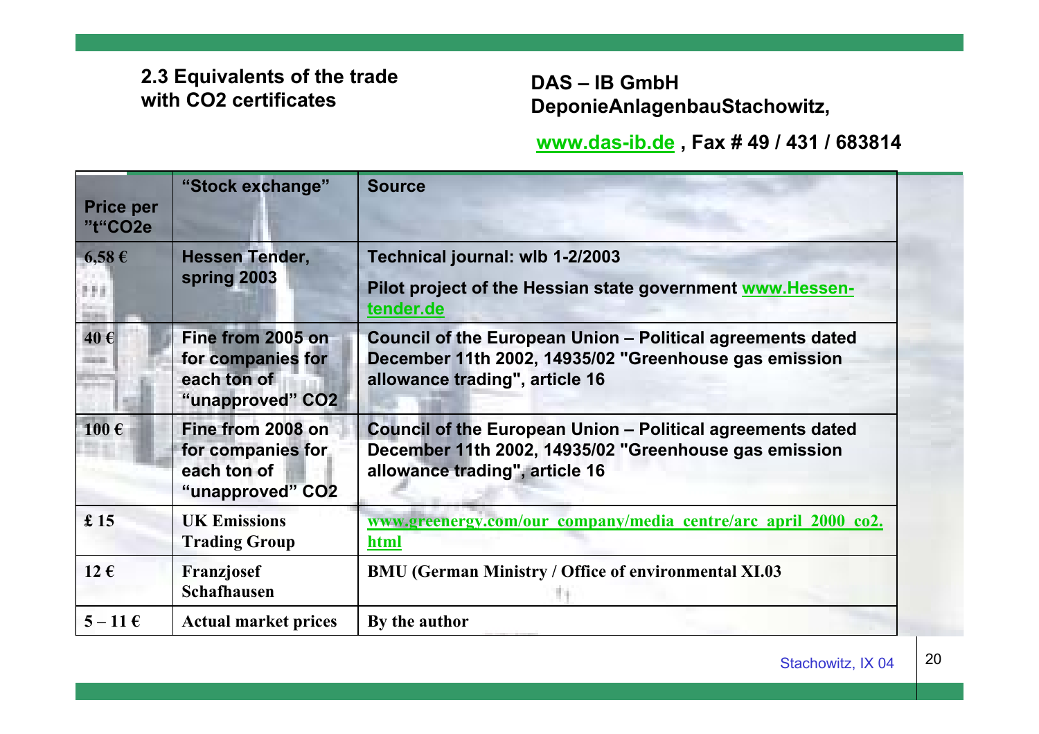## 2.3 Equivalents of the trade with $CO_2$ certificates

**DAS – IB GmbH**
**DeponieAnlagenbauStachowitz,**

**www.das-ib.de , Fax # 49 / 431 / 683814**

| Price per "t"$CO_2$e | "Stock exchange" | Source |
|---|---|---|
| 6,58 € | Hessen Tender, spring 2003 | Technical journal: wlb 1-2/2003<br>Pilot project of the Hessian state government www.Hessen-tender.de |
| 40 € | Fine from 2005 on for companies for each ton of "unapproved" $CO_2$ | Council of the European Union – Political agreements dated December 11th 2002, 14935/02 "Greenhouse gas emission allowance trading", article 16 |
| 100 € | Fine from 2008 on for companies for each ton of "unapproved" $CO_2$ | Council of the European Union – Political agreements dated December 11th 2002, 14935/02 "Greenhouse gas emission allowance trading", article 16 |
| £ 15 | UK Emissions Trading Group | www.greenergy.com/our_company/media_centre/arc_april_2000_co2.html |
| 12 € | Franzjosef Schafhausen | BMU (German Ministry / Office of environmental XI.03 |
| 5 – 11 € | Actual market prices | By the author |

Stachowitz, IX 04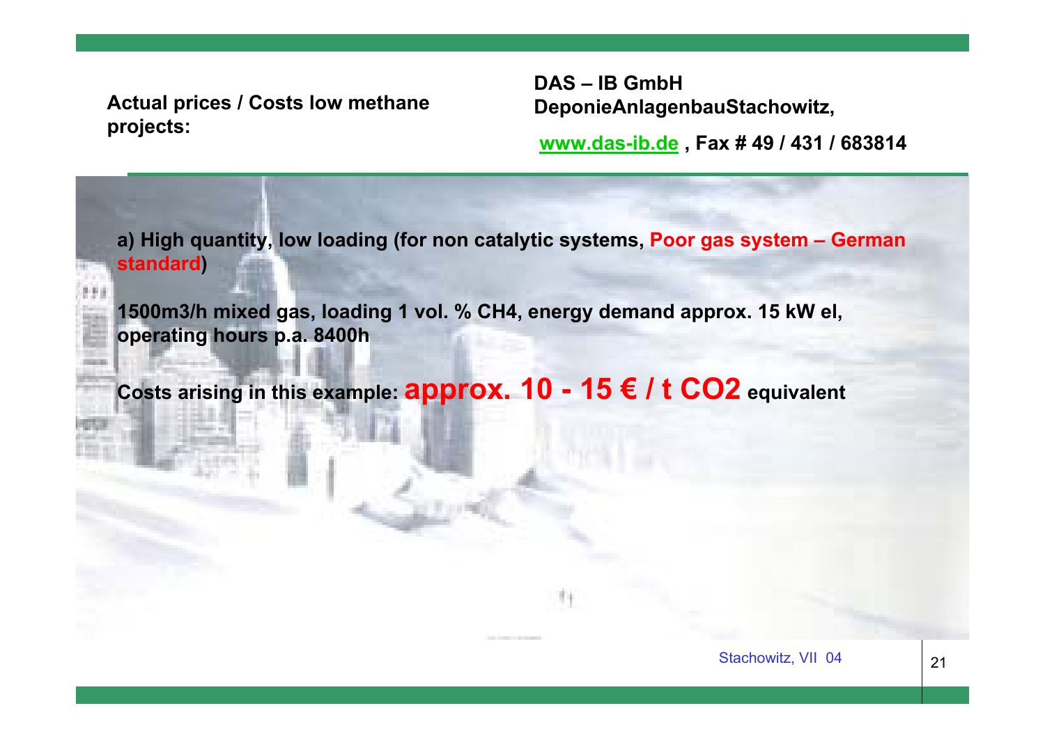**Actual prices / Costs low methane projects:**

**DAS – IB GmbH**
**DeponieAnlagenbauStachowitz,**

**www.das-ib.de , Fax # 49 / 431 / 683814**

**a) High quantity, low loading (for non catalytic systems, Poor gas system – German standard)**

**1500m3/h mixed gas, loading 1 vol. % CH4, energy demand approx. 15 kW el, operating hours p.a. 8400h**

**Costs arising in this example: approx. 10 - 15 € / t CO2 equivalent**

Stachowitz, VII 04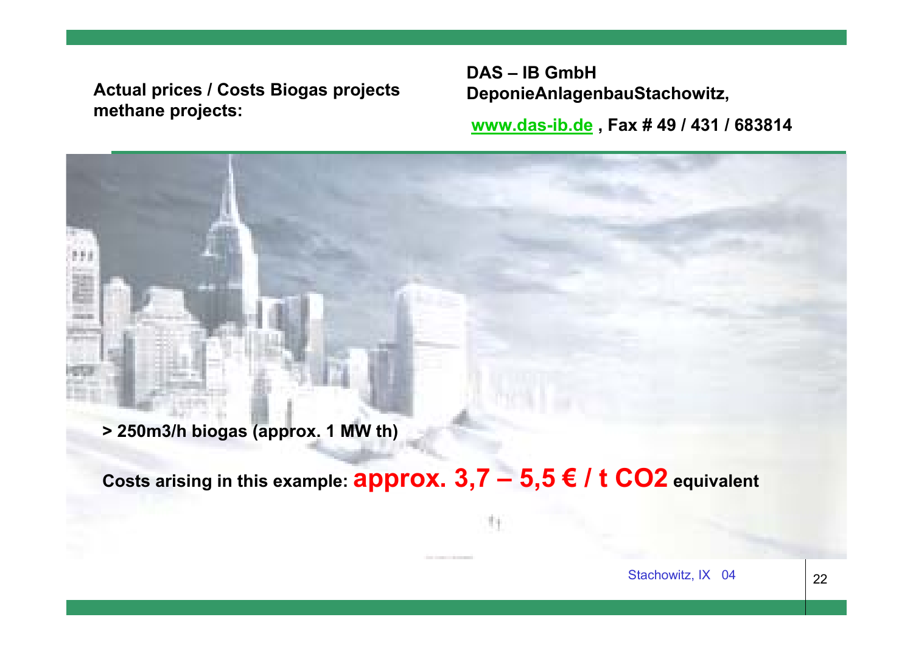**Actual prices / Costs Biogas projects methane projects:**

**DAS – IB GmbH**
**DeponieAnlagenbauStachowitz,**

**www.das-ib.de , Fax # 49 / 431 / 683814**

**> 250m3/h biogas (approx. 1 MW th)**

**Costs arising in this example: approx. 3,7 – 5,5 € / t CO2 equivalent**

Stachowitz, IX 04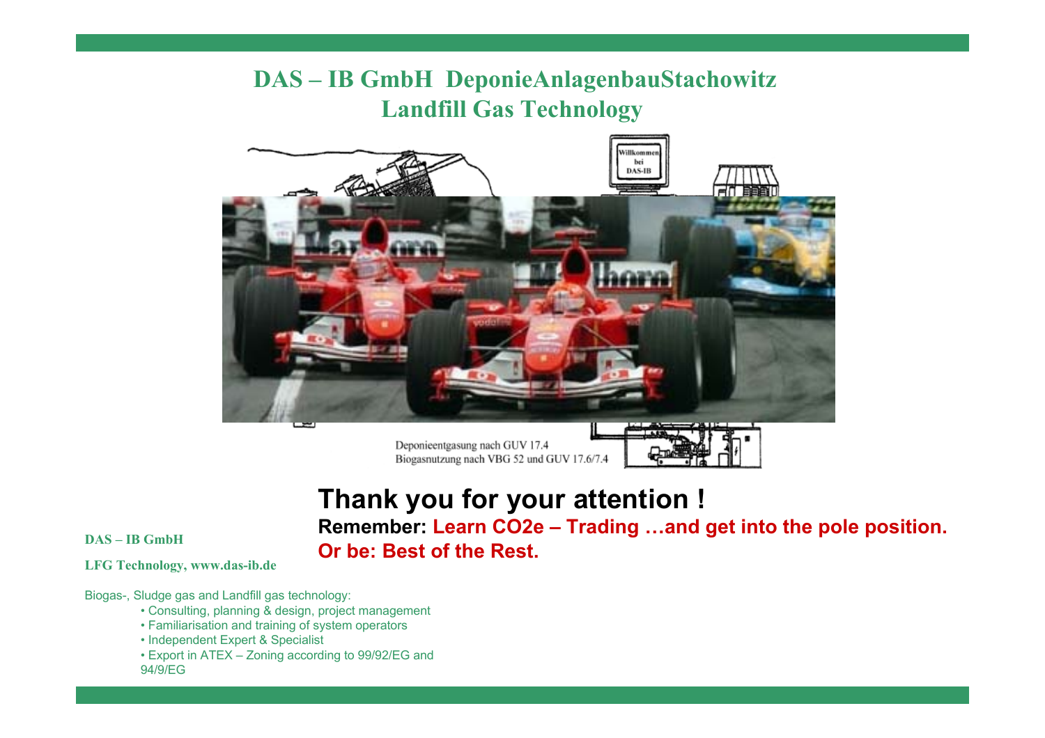# DAS – IB GmbH DeponieAnlagenbauStachowitz
## Landfill Gas Technology

Deponieentgasung nach GUV 17.4
Biogasnutzung nach VBG 52 und GUV 17.6/7.4

## Thank you for your attention !

**Remember: Learn CO2e – Trading …and get into the pole position.**
**Or be: Best of the Rest.**

**DAS – IB GmbH**

**LFG Technology, www.das-ib.de**

Biogas-, Sludge gas and Landfill gas technology:

- Consulting, planning & design, project management
- Familiarisation and training of system operators
- Independent Expert & Specialist
- Export in ATEX – Zoning according to 99/92/EG and 94/9/EG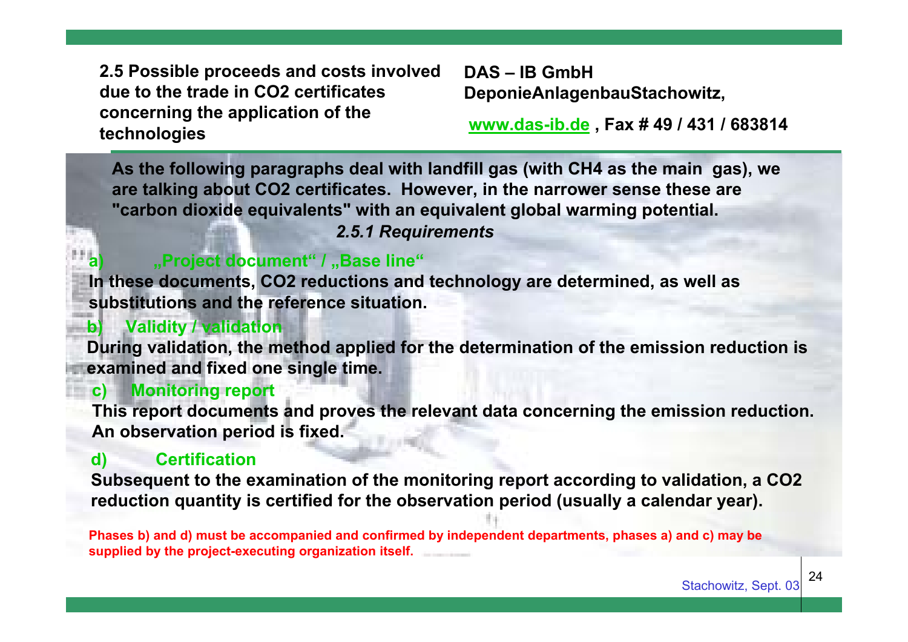**2.5 Possible proceeds and costs involved due to the trade in $CO_2$ certificates concerning the application of the technologies**

**DAS – IB GmbH**
**DeponieAnlagenbauStachowitz,**

**www.das-ib.de , Fax # 49 / 431 / 683814**

**As the following paragraphs deal with landfill gas (with $CH_4$ as the main gas), we are talking about $CO_2$ certificates. However, in the narrower sense these are "carbon dioxide equivalents" with an equivalent global warming potential.**

### *2.5.1 Requirements*

**a) „Project document" / „Base line"**

**In these documents, $CO_2$ reductions and technology are determined, as well as substitutions and the reference situation.**

**b) Validity / validation**

**During validation, the method applied for the determination of the emission reduction is examined and fixed one single time.**

**c) Monitoring report**

**This report documents and proves the relevant data concerning the emission reduction. An observation period is fixed.**

**d) Certification**

**Subsequent to the examination of the monitoring report according to validation, a $CO_2$ reduction quantity is certified for the observation period (usually a calendar year).**

**Phases b) and d) must be accompanied and confirmed by independent departments, phases a) and c) may be supplied by the project-executing organization itself.**

Stachowitz, Sept. 03